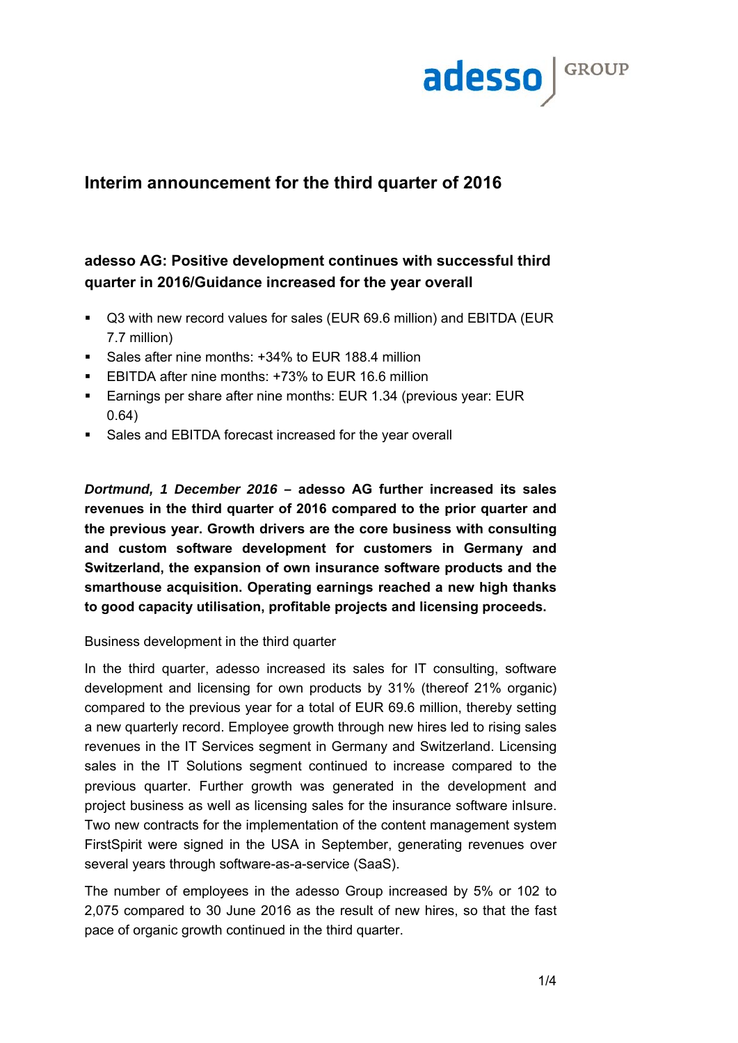# Interim announcement for the third quarter of 2016

## adesso AG: Positive development continues with successful third quarter in 2016/Guidance increased for the year overall

- Q3 with new record values for sales (EUR 69.6 million) and EBITDA (EUR 7.7 million)
- Sales after nine months: +34% to EUR 188.4 million
- EBITDA after nine months: +73% to EUR 16.6 million
- Earnings per share after nine months: EUR 1.34 (previous year: EUR 0.64)
- Sales and EBITDA forecast increased for the year overall

***Dortmund, 1 December 2016*** **– adesso AG further increased its sales revenues in the third quarter of 2016 compared to the prior quarter and the previous year. Growth drivers are the core business with consulting and custom software development for customers in Germany and Switzerland, the expansion of own insurance software products and the smarthouse acquisition. Operating earnings reached a new high thanks to good capacity utilisation, profitable projects and licensing proceeds.**

Business development in the third quarter

In the third quarter, adesso increased its sales for IT consulting, software development and licensing for own products by 31% (thereof 21% organic) compared to the previous year for a total of EUR 69.6 million, thereby setting a new quarterly record. Employee growth through new hires led to rising sales revenues in the IT Services segment in Germany and Switzerland. Licensing sales in the IT Solutions segment continued to increase compared to the previous quarter. Further growth was generated in the development and project business as well as licensing sales for the insurance software inIsure. Two new contracts for the implementation of the content management system FirstSpirit were signed in the USA in September, generating revenues over several years through software-as-a-service (SaaS).

The number of employees in the adesso Group increased by 5% or 102 to 2,075 compared to 30 June 2016 as the result of new hires, so that the fast pace of organic growth continued in the third quarter.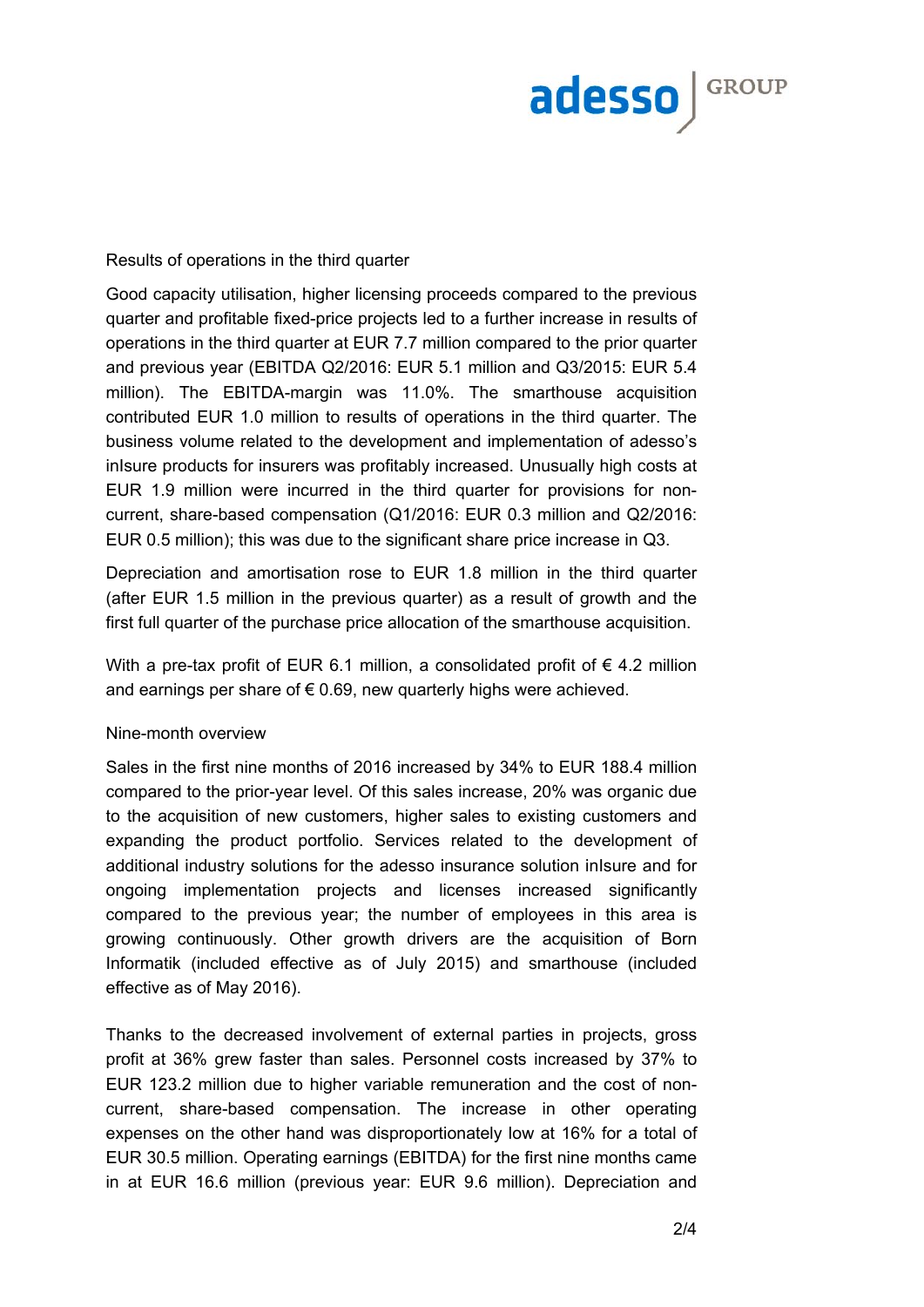### Results of operations in the third quarter

Good capacity utilisation, higher licensing proceeds compared to the previous quarter and profitable fixed-price projects led to a further increase in results of operations in the third quarter at EUR 7.7 million compared to the prior quarter and previous year (EBITDA Q2/2016: EUR 5.1 million and Q3/2015: EUR 5.4 million). The EBITDA-margin was 11.0%. The smarthouse acquisition contributed EUR 1.0 million to results of operations in the third quarter. The business volume related to the development and implementation of adesso's inIsure products for insurers was profitably increased. Unusually high costs at EUR 1.9 million were incurred in the third quarter for provisions for non-current, share-based compensation (Q1/2016: EUR 0.3 million and Q2/2016: EUR 0.5 million); this was due to the significant share price increase in Q3.

Depreciation and amortisation rose to EUR 1.8 million in the third quarter (after EUR 1.5 million in the previous quarter) as a result of growth and the first full quarter of the purchase price allocation of the smarthouse acquisition.

With a pre-tax profit of EUR 6.1 million, a consolidated profit of € 4.2 million and earnings per share of € 0.69, new quarterly highs were achieved.

### Nine-month overview

Sales in the first nine months of 2016 increased by 34% to EUR 188.4 million compared to the prior-year level. Of this sales increase, 20% was organic due to the acquisition of new customers, higher sales to existing customers and expanding the product portfolio. Services related to the development of additional industry solutions for the adesso insurance solution inIsure and for ongoing implementation projects and licenses increased significantly compared to the previous year; the number of employees in this area is growing continuously. Other growth drivers are the acquisition of Born Informatik (included effective as of July 2015) and smarthouse (included effective as of May 2016).

Thanks to the decreased involvement of external parties in projects, gross profit at 36% grew faster than sales. Personnel costs increased by 37% to EUR 123.2 million due to higher variable remuneration and the cost of non-current, share-based compensation. The increase in other operating expenses on the other hand was disproportionately low at 16% for a total of EUR 30.5 million. Operating earnings (EBITDA) for the first nine months came in at EUR 16.6 million (previous year: EUR 9.6 million). Depreciation and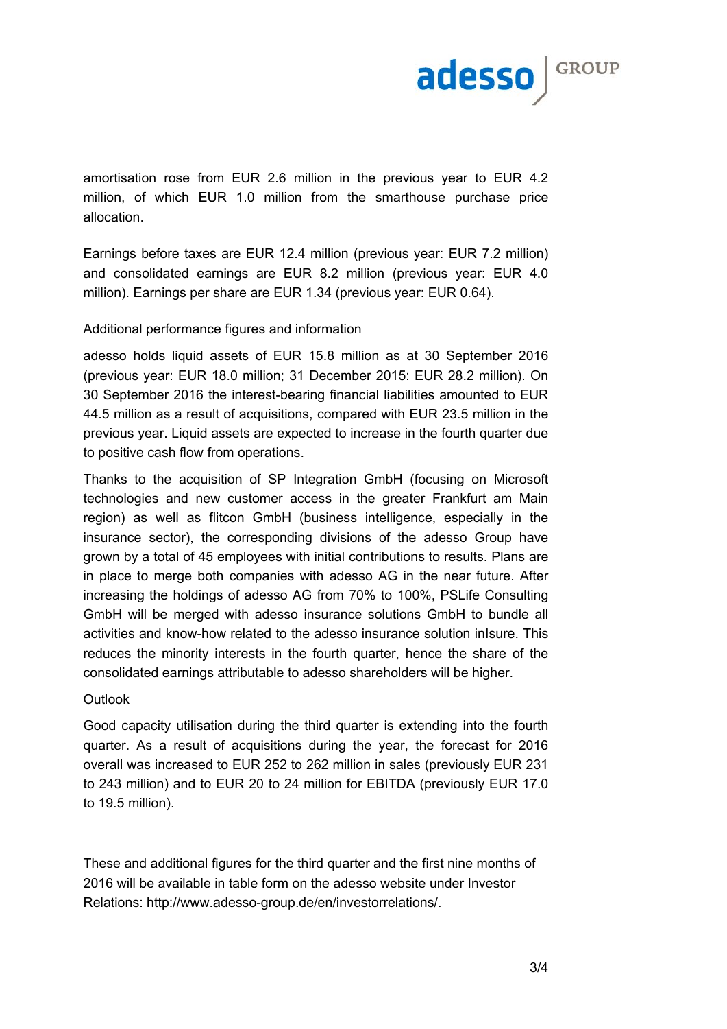amortisation rose from EUR 2.6 million in the previous year to EUR 4.2 million, of which EUR 1.0 million from the smarthouse purchase price allocation.

Earnings before taxes are EUR 12.4 million (previous year: EUR 7.2 million) and consolidated earnings are EUR 8.2 million (previous year: EUR 4.0 million). Earnings per share are EUR 1.34 (previous year: EUR 0.64).

Additional performance figures and information

adesso holds liquid assets of EUR 15.8 million as at 30 September 2016 (previous year: EUR 18.0 million; 31 December 2015: EUR 28.2 million). On 30 September 2016 the interest-bearing financial liabilities amounted to EUR 44.5 million as a result of acquisitions, compared with EUR 23.5 million in the previous year. Liquid assets are expected to increase in the fourth quarter due to positive cash flow from operations.

Thanks to the acquisition of SP Integration GmbH (focusing on Microsoft technologies and new customer access in the greater Frankfurt am Main region) as well as flitcon GmbH (business intelligence, especially in the insurance sector), the corresponding divisions of the adesso Group have grown by a total of 45 employees with initial contributions to results. Plans are in place to merge both companies with adesso AG in the near future. After increasing the holdings of adesso AG from 70% to 100%, PSLife Consulting GmbH will be merged with adesso insurance solutions GmbH to bundle all activities and know-how related to the adesso insurance solution inIsure. This reduces the minority interests in the fourth quarter, hence the share of the consolidated earnings attributable to adesso shareholders will be higher.

Outlook

Good capacity utilisation during the third quarter is extending into the fourth quarter. As a result of acquisitions during the year, the forecast for 2016 overall was increased to EUR 252 to 262 million in sales (previously EUR 231 to 243 million) and to EUR 20 to 24 million for EBITDA (previously EUR 17.0 to 19.5 million).

These and additional figures for the third quarter and the first nine months of 2016 will be available in table form on the adesso website under Investor Relations: http://www.adesso-group.de/en/investorrelations/.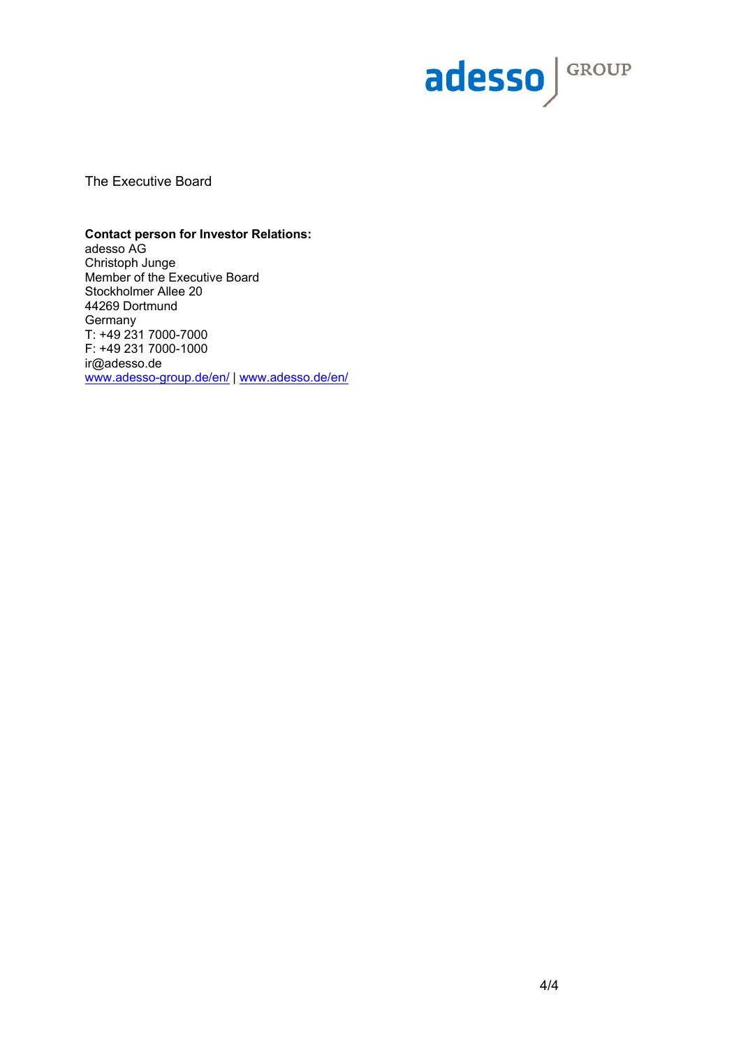The Executive Board

**Contact person for Investor Relations:**
adesso AG
Christoph Junge
Member of the Executive Board
Stockholmer Allee 20
44269 Dortmund
Germany
T: +49 231 7000-7000
F: +49 231 7000-1000
ir@adesso.de
www.adesso-group.de/en/ | www.adesso.de/en/